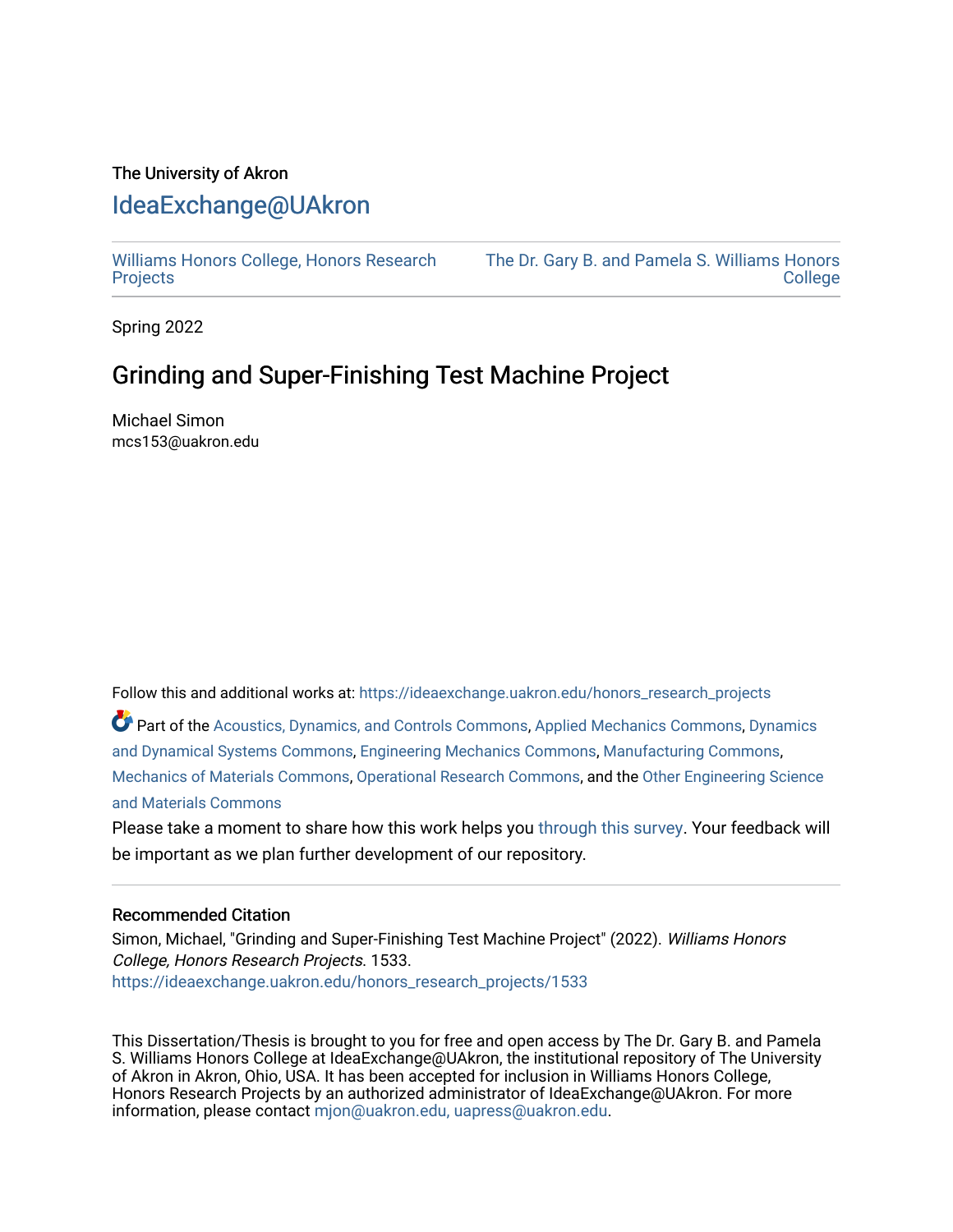The University of Akron

# IdeaExchange@UAkron

Williams Honors College, Honors Research Projects

The Dr. Gary B. and Pamela S. Williams Honors College

Spring 2022

## Grinding and Super-Finishing Test Machine Project

Michael Simon
mcs153@uakron.edu

Follow this and additional works at: https://ideaexchange.uakron.edu/honors_research_projects

Part of the Acoustics, Dynamics, and Controls Commons, Applied Mechanics Commons, Dynamics and Dynamical Systems Commons, Engineering Mechanics Commons, Manufacturing Commons, Mechanics of Materials Commons, Operational Research Commons, and the Other Engineering Science and Materials Commons

Please take a moment to share how this work helps you through this survey. Your feedback will be important as we plan further development of our repository.

### Recommended Citation

Simon, Michael, "Grinding and Super-Finishing Test Machine Project" (2022). *Williams Honors College, Honors Research Projects*. 1533.
https://ideaexchange.uakron.edu/honors_research_projects/1533

This Dissertation/Thesis is brought to you for free and open access by The Dr. Gary B. and Pamela S. Williams Honors College at IdeaExchange@UAkron, the institutional repository of The University of Akron in Akron, Ohio, USA. It has been accepted for inclusion in Williams Honors College, Honors Research Projects by an authorized administrator of IdeaExchange@UAkron. For more information, please contact mjon@uakron.edu, uapress@uakron.edu.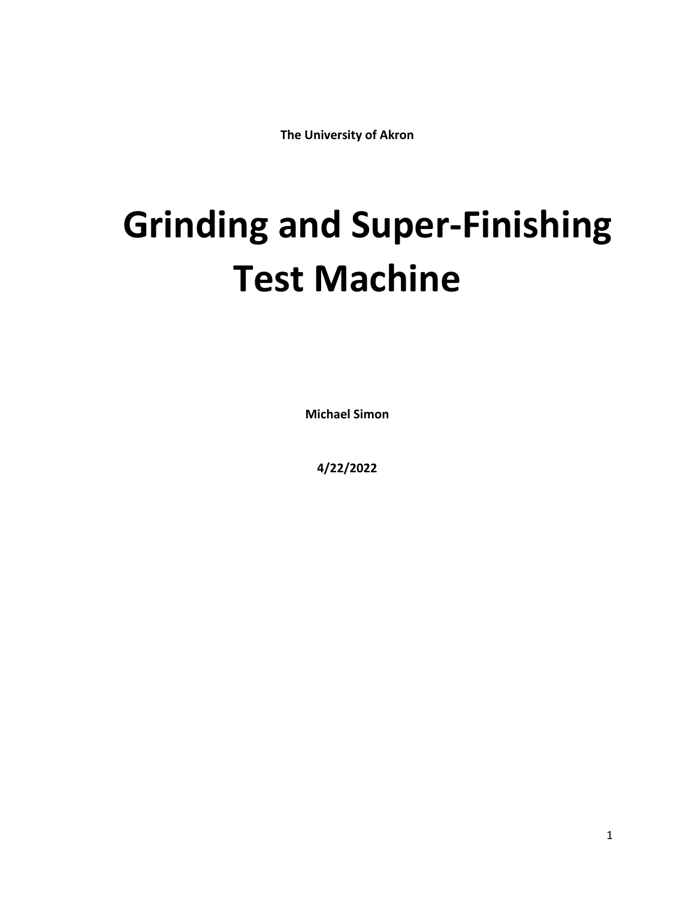**The University of Akron**

# Grinding and Super-Finishing Test Machine

**Michael Simon**

**4/22/2022**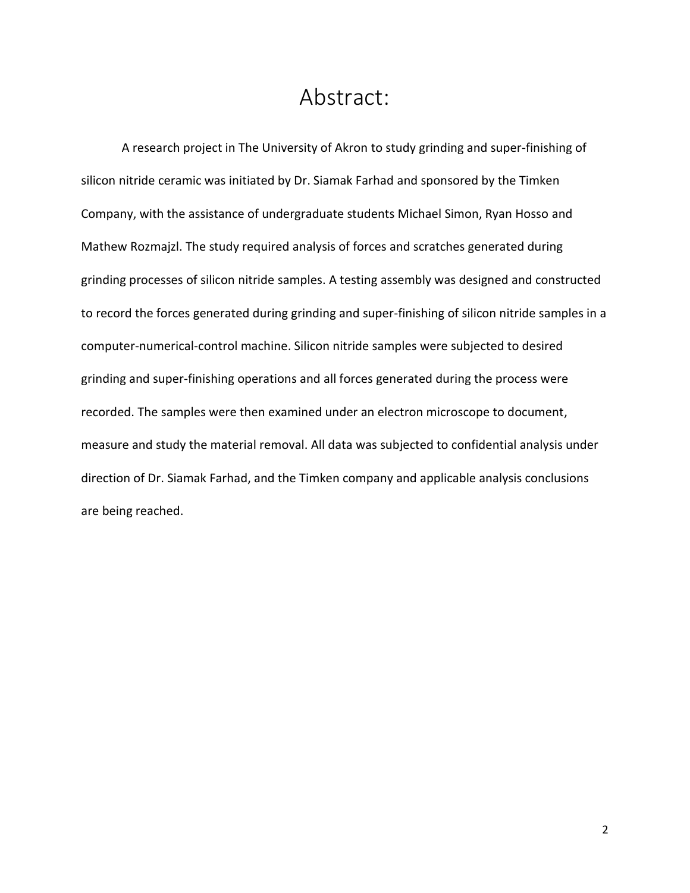# Abstract:

A research project in The University of Akron to study grinding and super-finishing of silicon nitride ceramic was initiated by Dr. Siamak Farhad and sponsored by the Timken Company, with the assistance of undergraduate students Michael Simon, Ryan Hosso and Mathew Rozmajzl. The study required analysis of forces and scratches generated during grinding processes of silicon nitride samples. A testing assembly was designed and constructed to record the forces generated during grinding and super-finishing of silicon nitride samples in a computer-numerical-control machine. Silicon nitride samples were subjected to desired grinding and super-finishing operations and all forces generated during the process were recorded. The samples were then examined under an electron microscope to document, measure and study the material removal. All data was subjected to confidential analysis under direction of Dr. Siamak Farhad, and the Timken company and applicable analysis conclusions are being reached.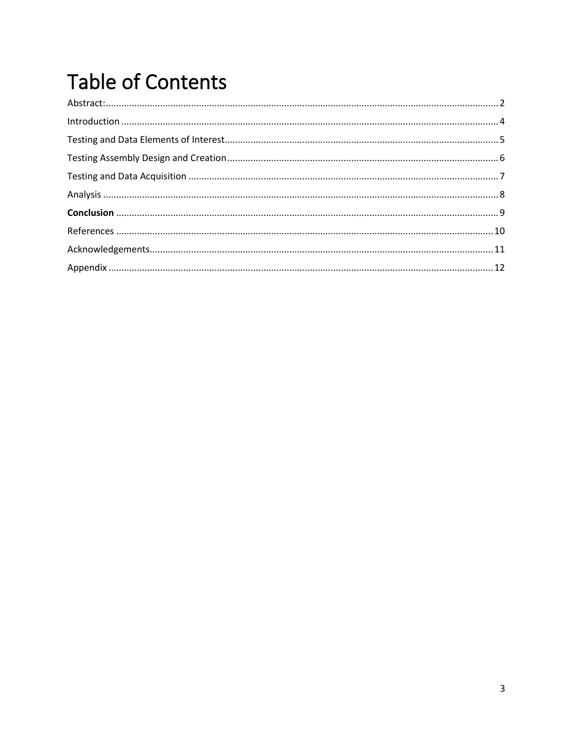# Table of Contents

Abstract:....................................................................................................................................... 2

Introduction ................................................................................................................................. 4

Testing and Data Elements of Interest......................................................................................... 5

Testing Assembly Design and Creation........................................................................................ 6

Testing and Data Acquisition ....................................................................................................... 7

Analysis ....................................................................................................................................... 8

**Conclusion** .................................................................................................................................. 9

References ................................................................................................................................. 10

Acknowledgements.................................................................................................................... 11

Appendix .................................................................................................................................... 12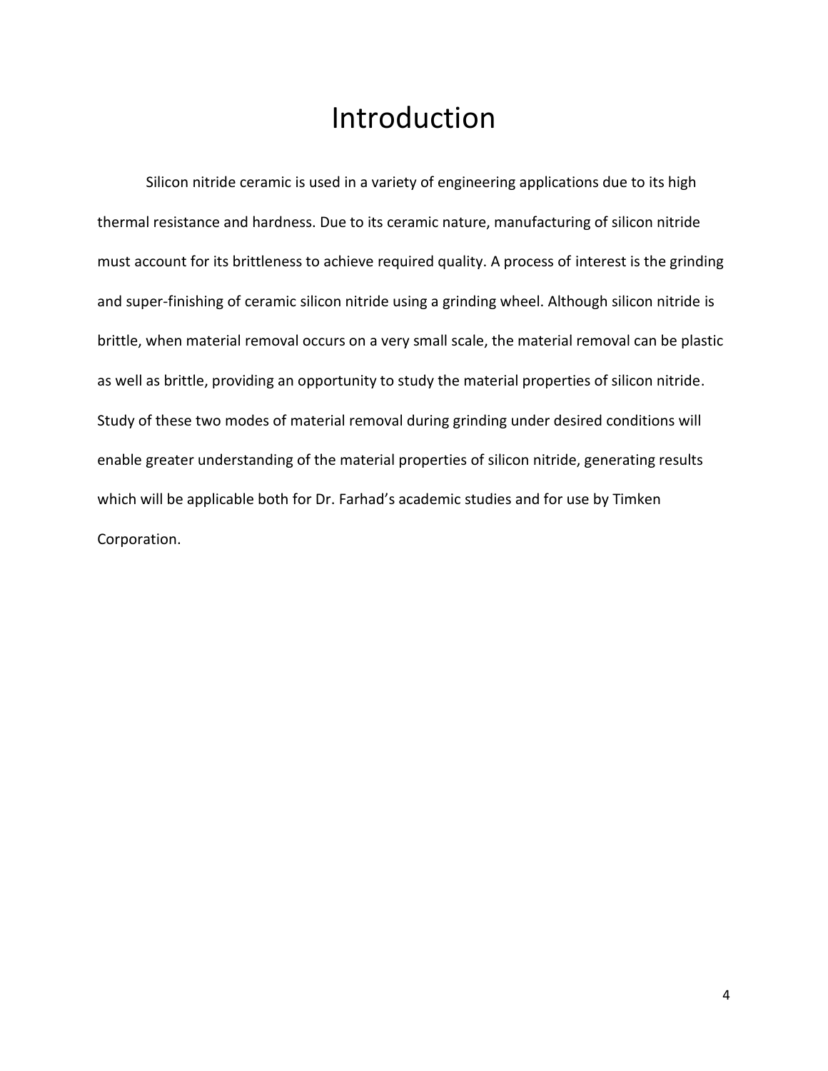# Introduction

Silicon nitride ceramic is used in a variety of engineering applications due to its high thermal resistance and hardness. Due to its ceramic nature, manufacturing of silicon nitride must account for its brittleness to achieve required quality. A process of interest is the grinding and super-finishing of ceramic silicon nitride using a grinding wheel. Although silicon nitride is brittle, when material removal occurs on a very small scale, the material removal can be plastic as well as brittle, providing an opportunity to study the material properties of silicon nitride. Study of these two modes of material removal during grinding under desired conditions will enable greater understanding of the material properties of silicon nitride, generating results which will be applicable both for Dr. Farhad's academic studies and for use by Timken Corporation.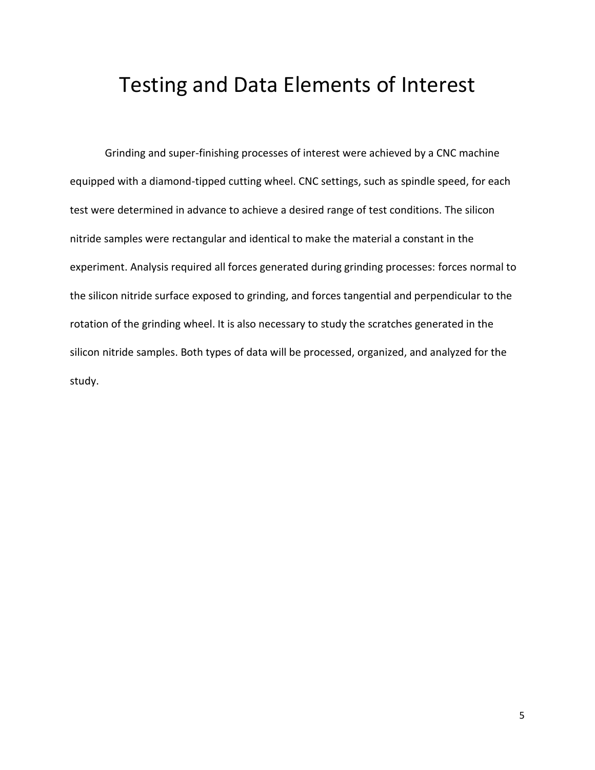# Testing and Data Elements of Interest

Grinding and super-finishing processes of interest were achieved by a CNC machine equipped with a diamond-tipped cutting wheel. CNC settings, such as spindle speed, for each test were determined in advance to achieve a desired range of test conditions. The silicon nitride samples were rectangular and identical to make the material a constant in the experiment. Analysis required all forces generated during grinding processes: forces normal to the silicon nitride surface exposed to grinding, and forces tangential and perpendicular to the rotation of the grinding wheel. It is also necessary to study the scratches generated in the silicon nitride samples. Both types of data will be processed, organized, and analyzed for the study.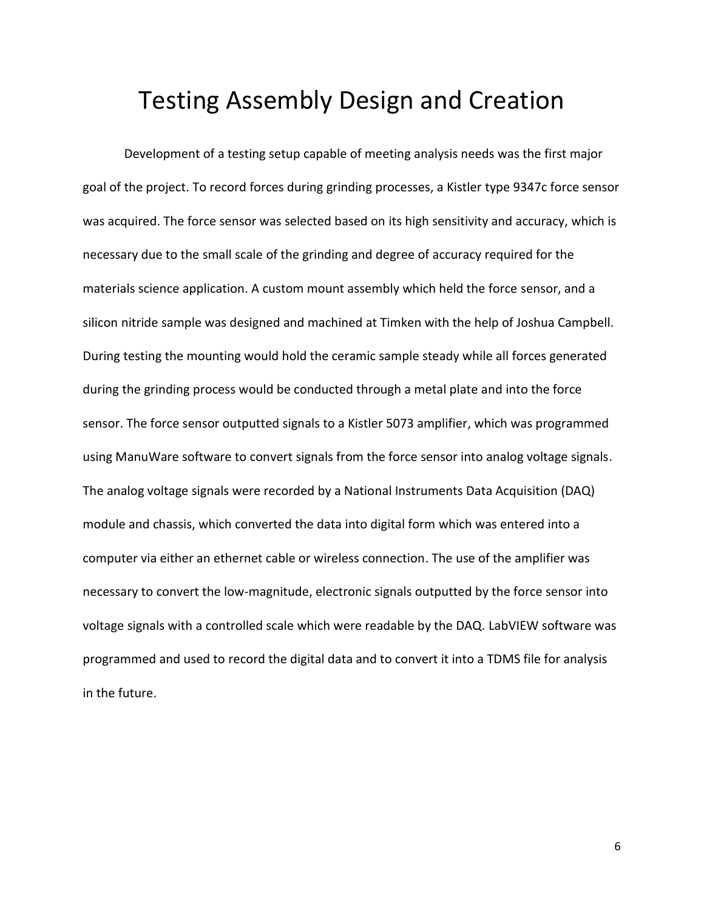# Testing Assembly Design and Creation

Development of a testing setup capable of meeting analysis needs was the first major goal of the project. To record forces during grinding processes, a Kistler type 9347c force sensor was acquired. The force sensor was selected based on its high sensitivity and accuracy, which is necessary due to the small scale of the grinding and degree of accuracy required for the materials science application. A custom mount assembly which held the force sensor, and a silicon nitride sample was designed and machined at Timken with the help of Joshua Campbell. During testing the mounting would hold the ceramic sample steady while all forces generated during the grinding process would be conducted through a metal plate and into the force sensor. The force sensor outputted signals to a Kistler 5073 amplifier, which was programmed using ManuWare software to convert signals from the force sensor into analog voltage signals. The analog voltage signals were recorded by a National Instruments Data Acquisition (DAQ) module and chassis, which converted the data into digital form which was entered into a computer via either an ethernet cable or wireless connection. The use of the amplifier was necessary to convert the low-magnitude, electronic signals outputted by the force sensor into voltage signals with a controlled scale which were readable by the DAQ. LabVIEW software was programmed and used to record the digital data and to convert it into a TDMS file for analysis in the future.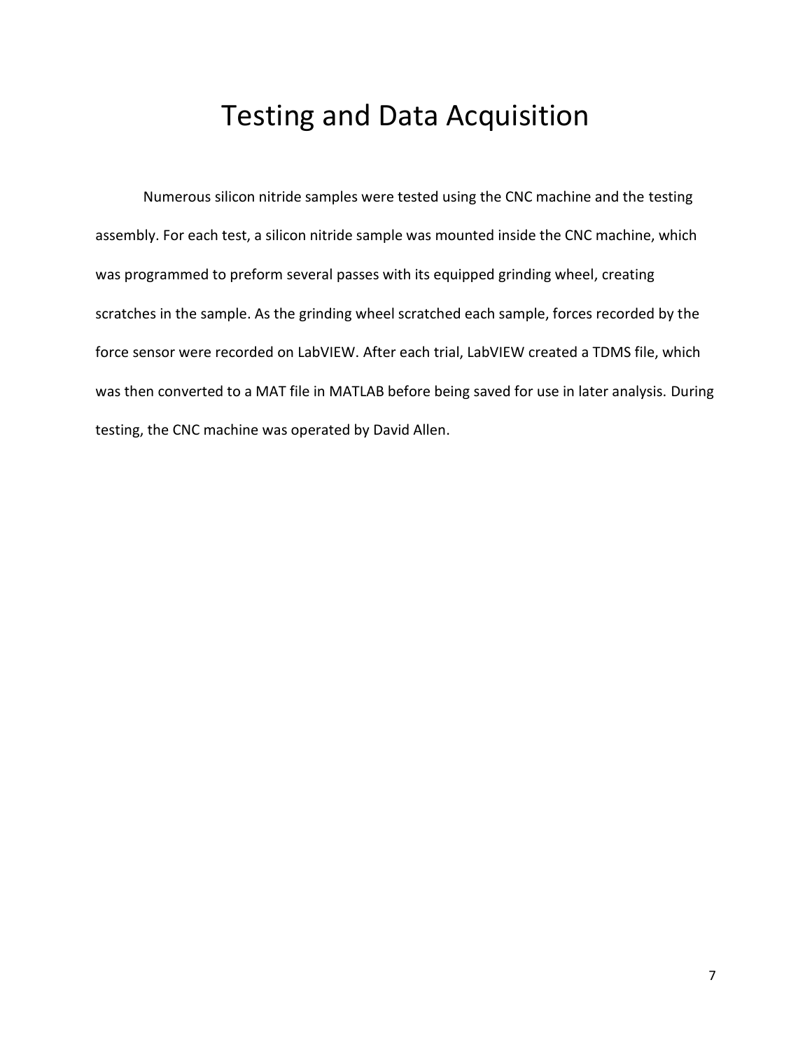# Testing and Data Acquisition

Numerous silicon nitride samples were tested using the CNC machine and the testing assembly. For each test, a silicon nitride sample was mounted inside the CNC machine, which was programmed to preform several passes with its equipped grinding wheel, creating scratches in the sample. As the grinding wheel scratched each sample, forces recorded by the force sensor were recorded on LabVIEW. After each trial, LabVIEW created a TDMS file, which was then converted to a MAT file in MATLAB before being saved for use in later analysis. During testing, the CNC machine was operated by David Allen.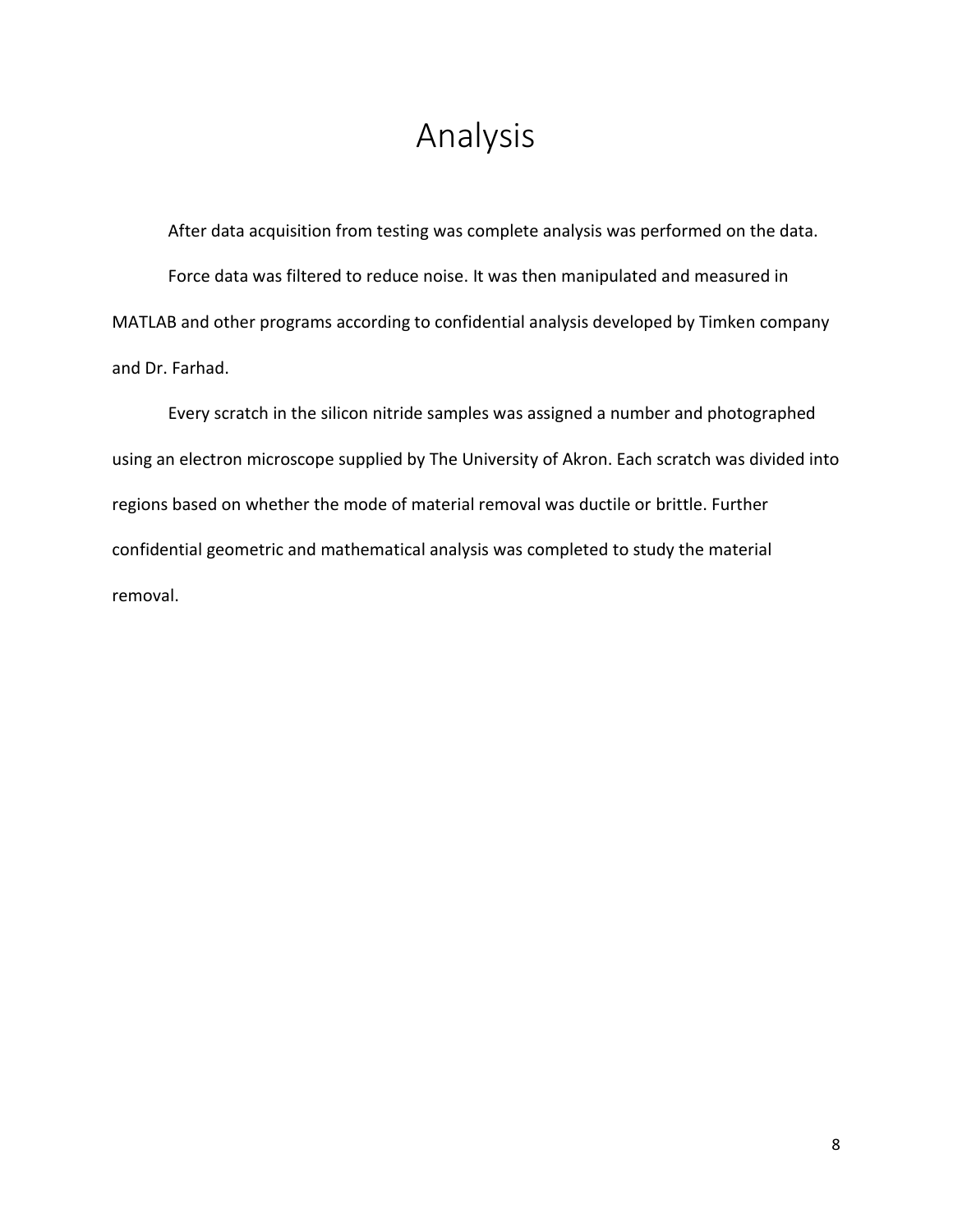# Analysis

After data acquisition from testing was complete analysis was performed on the data.

Force data was filtered to reduce noise. It was then manipulated and measured in MATLAB and other programs according to confidential analysis developed by Timken company and Dr. Farhad.

Every scratch in the silicon nitride samples was assigned a number and photographed using an electron microscope supplied by The University of Akron. Each scratch was divided into regions based on whether the mode of material removal was ductile or brittle. Further confidential geometric and mathematical analysis was completed to study the material removal.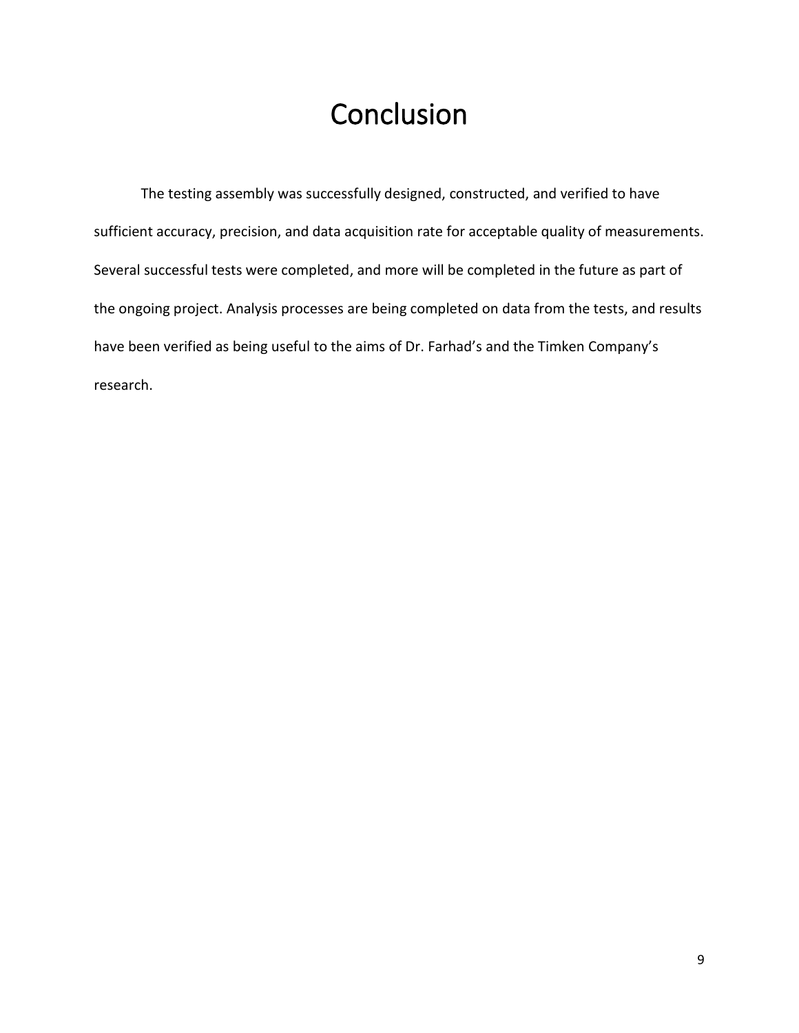# Conclusion

The testing assembly was successfully designed, constructed, and verified to have sufficient accuracy, precision, and data acquisition rate for acceptable quality of measurements. Several successful tests were completed, and more will be completed in the future as part of the ongoing project. Analysis processes are being completed on data from the tests, and results have been verified as being useful to the aims of Dr. Farhad's and the Timken Company's research.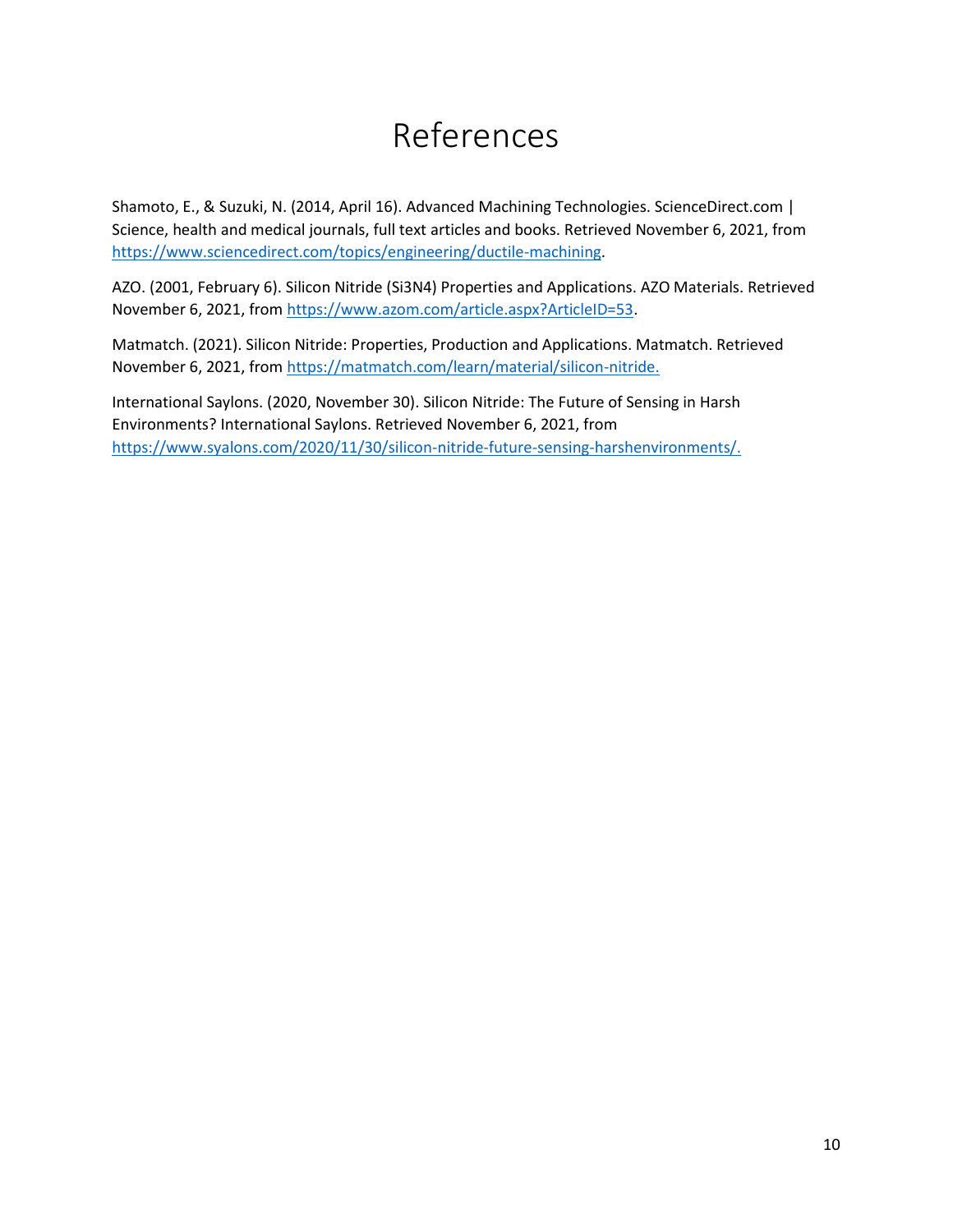# References

Shamoto, E., & Suzuki, N. (2014, April 16). Advanced Machining Technologies. ScienceDirect.com | Science, health and medical journals, full text articles and books. Retrieved November 6, 2021, from https://www.sciencedirect.com/topics/engineering/ductile-machining.

AZO. (2001, February 6). Silicon Nitride (Si3N4) Properties and Applications. AZO Materials. Retrieved November 6, 2021, from https://www.azom.com/article.aspx?ArticleID=53.

Matmatch. (2021). Silicon Nitride: Properties, Production and Applications. Matmatch. Retrieved November 6, 2021, from https://matmatch.com/learn/material/silicon-nitride.

International Saylons. (2020, November 30). Silicon Nitride: The Future of Sensing in Harsh Environments? International Saylons. Retrieved November 6, 2021, from https://www.syalons.com/2020/11/30/silicon-nitride-future-sensing-harshenvironments/.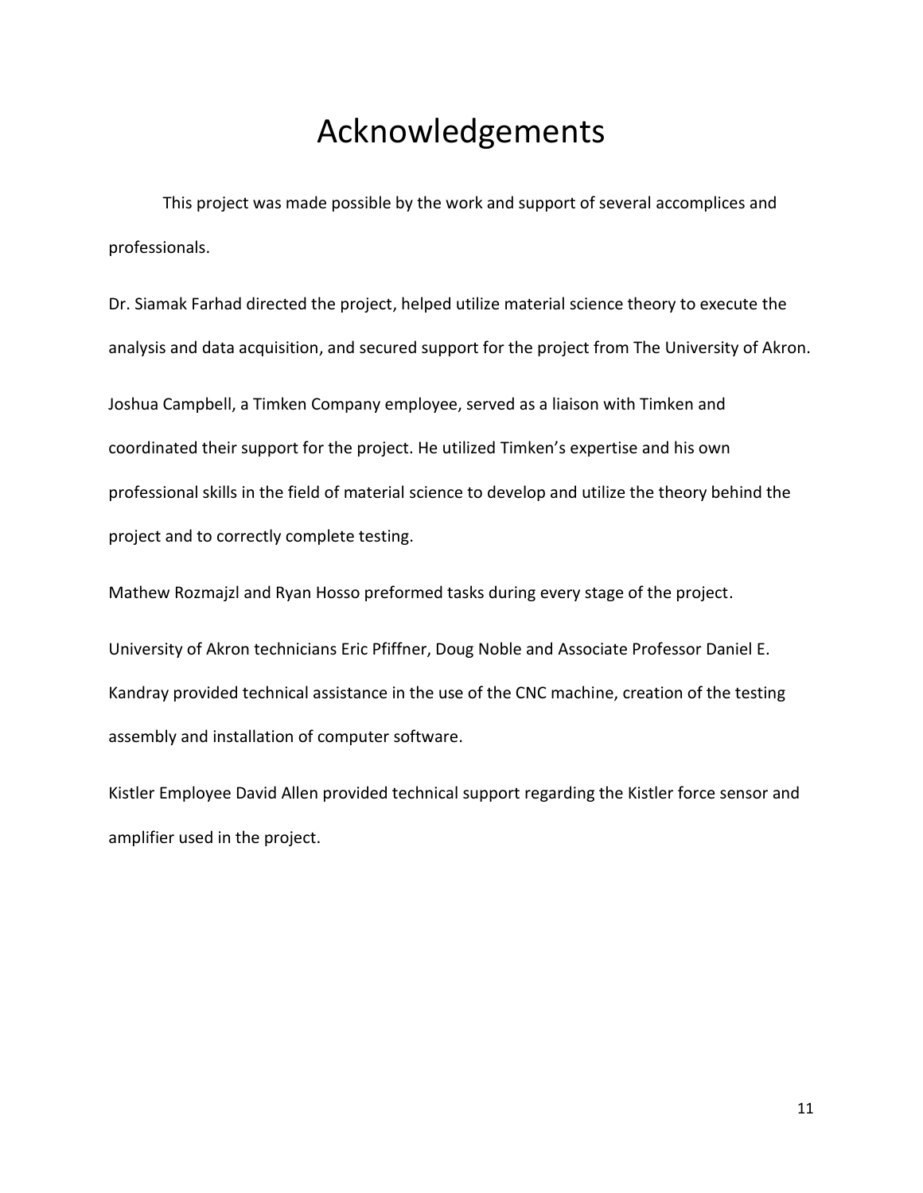# Acknowledgements

This project was made possible by the work and support of several accomplices and professionals.

Dr. Siamak Farhad directed the project, helped utilize material science theory to execute the analysis and data acquisition, and secured support for the project from The University of Akron.

Joshua Campbell, a Timken Company employee, served as a liaison with Timken and coordinated their support for the project. He utilized Timken's expertise and his own professional skills in the field of material science to develop and utilize the theory behind the project and to correctly complete testing.

Mathew Rozmajzl and Ryan Hosso preformed tasks during every stage of the project.

University of Akron technicians Eric Pfiffner, Doug Noble and Associate Professor Daniel E. Kandray provided technical assistance in the use of the CNC machine, creation of the testing assembly and installation of computer software.

Kistler Employee David Allen provided technical support regarding the Kistler force sensor and amplifier used in the project.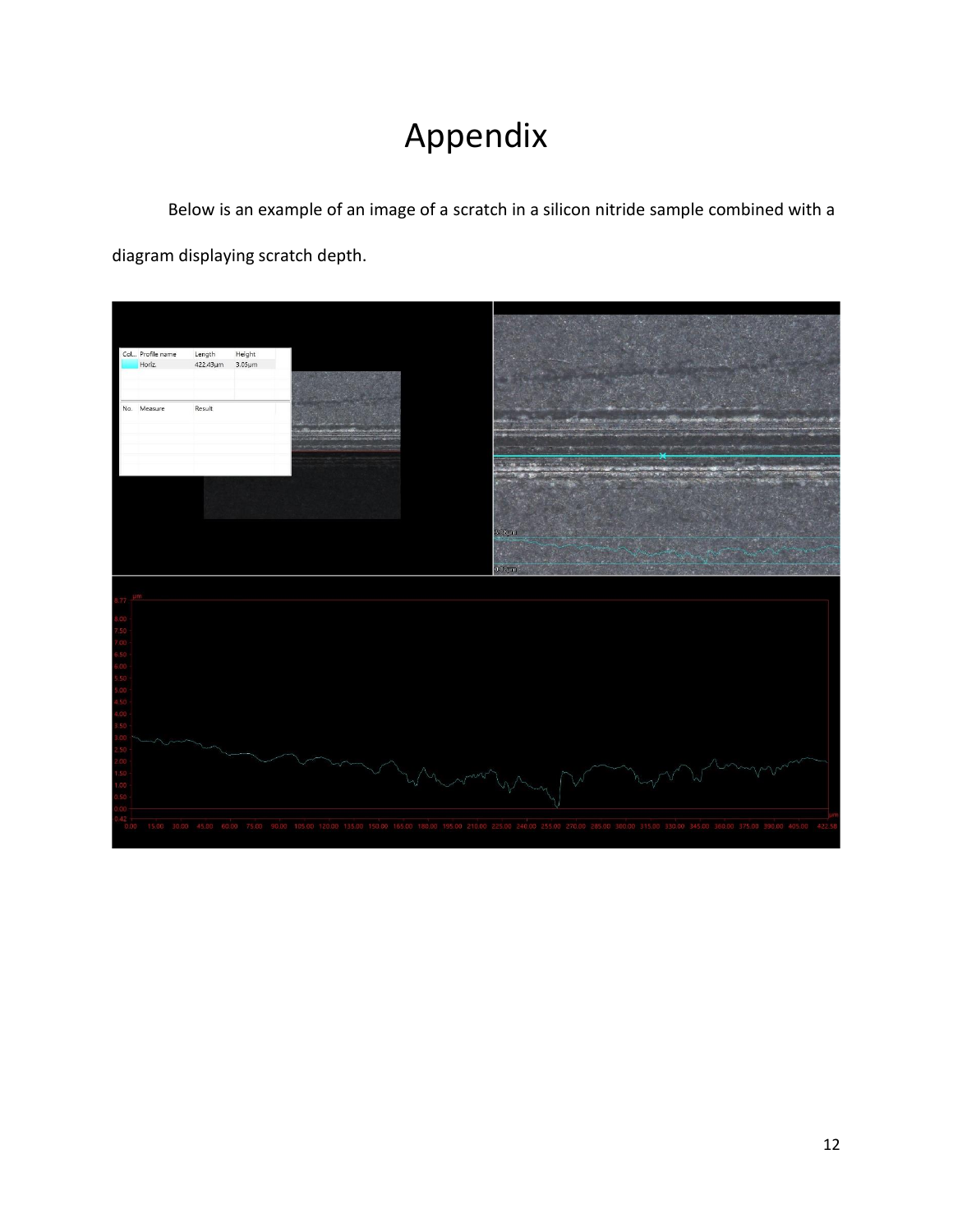# Appendix

Below is an example of an image of a scratch in a silicon nitride sample combined with a diagram displaying scratch depth.

Col... Profile name Length Height
Horiz. 422.43μm 3.05μm

No. Measure Result

μm
8.77
8.00
7.50
7.00
6.50
6.00
5.50
5.00
4.50
4.00
3.50
3.00
2.50
2.00
1.50
1.00
0.50
0.00
-0.42

0.00 15.00 30.00 45.00 60.00 75.00 90.00 105.00 120.00 135.00 150.00 165.00 180.00 195.00 210.00 225.00 240.00 255.00 270.00 285.00 300.00 315.00 330.00 345.00 360.00 375.00 390.00 405.00 422.58
μm